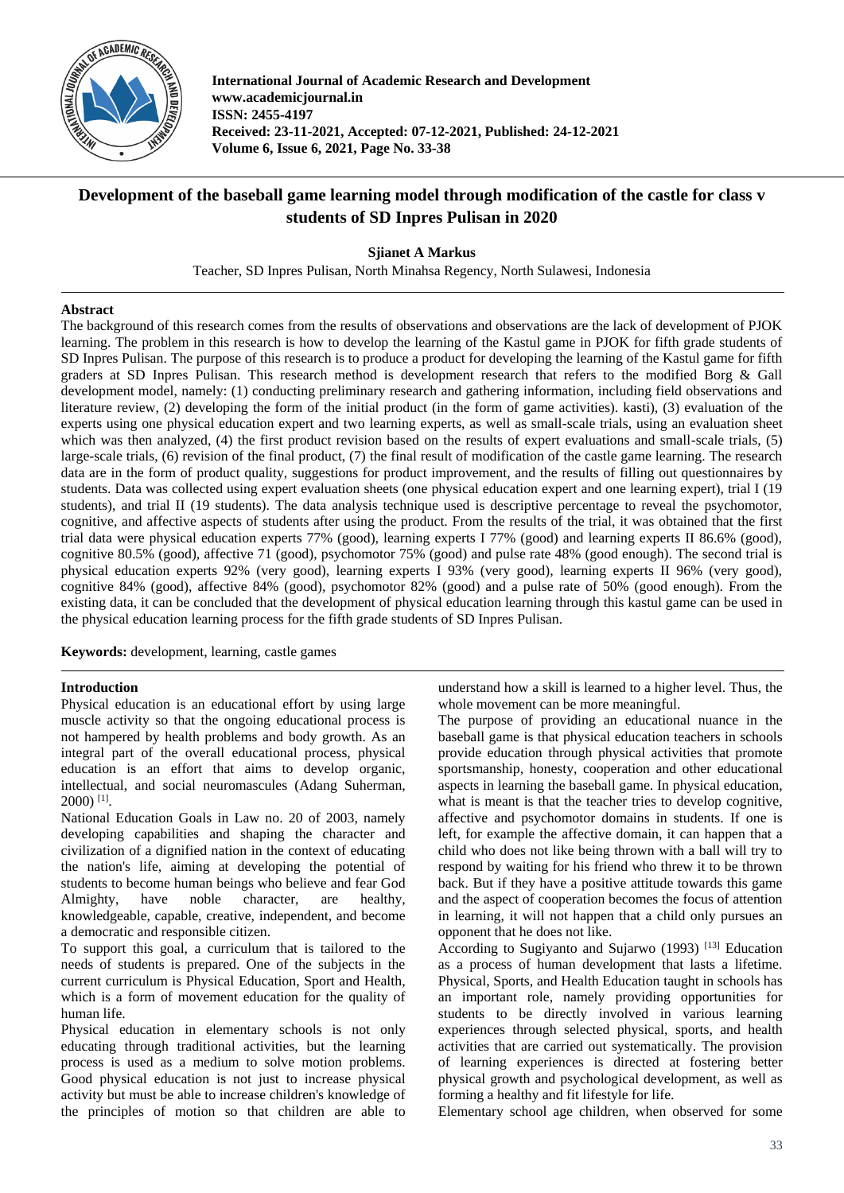# Development of the baseball game learning model through modification of the castle for class v students of SD Inpres Pulisan in 2020

**Sjianet A Markus**

Teacher, SD Inpres Pulisan, North Minahsa Regency, North Sulawesi, Indonesia

## Abstract

The background of this research comes from the results of observations and observations are the lack of development of PJOK learning. The problem in this research is how to develop the learning of the Kastul game in PJOK for fifth grade students of SD Inpres Pulisan. The purpose of this research is to produce a product for developing the learning of the Kastul game for fifth graders at SD Inpres Pulisan. This research method is development research that refers to the modified Borg & Gall development model, namely: (1) conducting preliminary research and gathering information, including field observations and literature review, (2) developing the form of the initial product (in the form of game activities). kasti), (3) evaluation of the experts using one physical education expert and two learning experts, as well as small-scale trials, using an evaluation sheet which was then analyzed, (4) the first product revision based on the results of expert evaluations and small-scale trials, (5) large-scale trials, (6) revision of the final product, (7) the final result of modification of the castle game learning. The research data are in the form of product quality, suggestions for product improvement, and the results of filling out questionnaires by students. Data was collected using expert evaluation sheets (one physical education expert and one learning expert), trial I (19 students), and trial II (19 students). The data analysis technique used is descriptive percentage to reveal the psychomotor, cognitive, and affective aspects of students after using the product. From the results of the trial, it was obtained that the first trial data were physical education experts 77% (good), learning experts I 77% (good) and learning experts II 86.6% (good), cognitive 80.5% (good), affective 71 (good), psychomotor 75% (good) and pulse rate 48% (good enough). The second trial is physical education experts 92% (very good), learning experts I 93% (very good), learning experts II 96% (very good), cognitive 84% (good), affective 84% (good), psychomotor 82% (good) and a pulse rate of 50% (good enough). From the existing data, it can be concluded that the development of physical education learning through this kastul game can be used in the physical education learning process for the fifth grade students of SD Inpres Pulisan.

**Keywords:** development, learning, castle games

## Introduction

Physical education is an educational effort by using large muscle activity so that the ongoing educational process is not hampered by health problems and body growth. As an integral part of the overall educational process, physical education is an effort that aims to develop organic, intellectual, and social neuromascules (Adang Suherman, 2000) [1].

National Education Goals in Law no. 20 of 2003, namely developing capabilities and shaping the character and civilization of a dignified nation in the context of educating the nation's life, aiming at developing the potential of students to become human beings who believe and fear God Almighty, have noble character, are healthy, knowledgeable, capable, creative, independent, and become a democratic and responsible citizen.

To support this goal, a curriculum that is tailored to the needs of students is prepared. One of the subjects in the current curriculum is Physical Education, Sport and Health, which is a form of movement education for the quality of human life.

Physical education in elementary schools is not only educating through traditional activities, but the learning process is used as a medium to solve motion problems. Good physical education is not just to increase physical activity but must be able to increase children's knowledge of the principles of motion so that children are able to understand how a skill is learned to a higher level. Thus, the whole movement can be more meaningful.

The purpose of providing an educational nuance in the baseball game is that physical education teachers in schools provide education through physical activities that promote sportsmanship, honesty, cooperation and other educational aspects in learning the baseball game. In physical education, what is meant is that the teacher tries to develop cognitive, affective and psychomotor domains in students. If one is left, for example the affective domain, it can happen that a child who does not like being thrown with a ball will try to respond by waiting for his friend who threw it to be thrown back. But if they have a positive attitude towards this game and the aspect of cooperation becomes the focus of attention in learning, it will not happen that a child only pursues an opponent that he does not like.

According to Sugiyanto and Sujarwo (1993) [13] Education as a process of human development that lasts a lifetime. Physical, Sports, and Health Education taught in schools has an important role, namely providing opportunities for students to be directly involved in various learning experiences through selected physical, sports, and health activities that are carried out systematically. The provision of learning experiences is directed at fostering better physical growth and psychological development, as well as forming a healthy and fit lifestyle for life.

Elementary school age children, when observed for some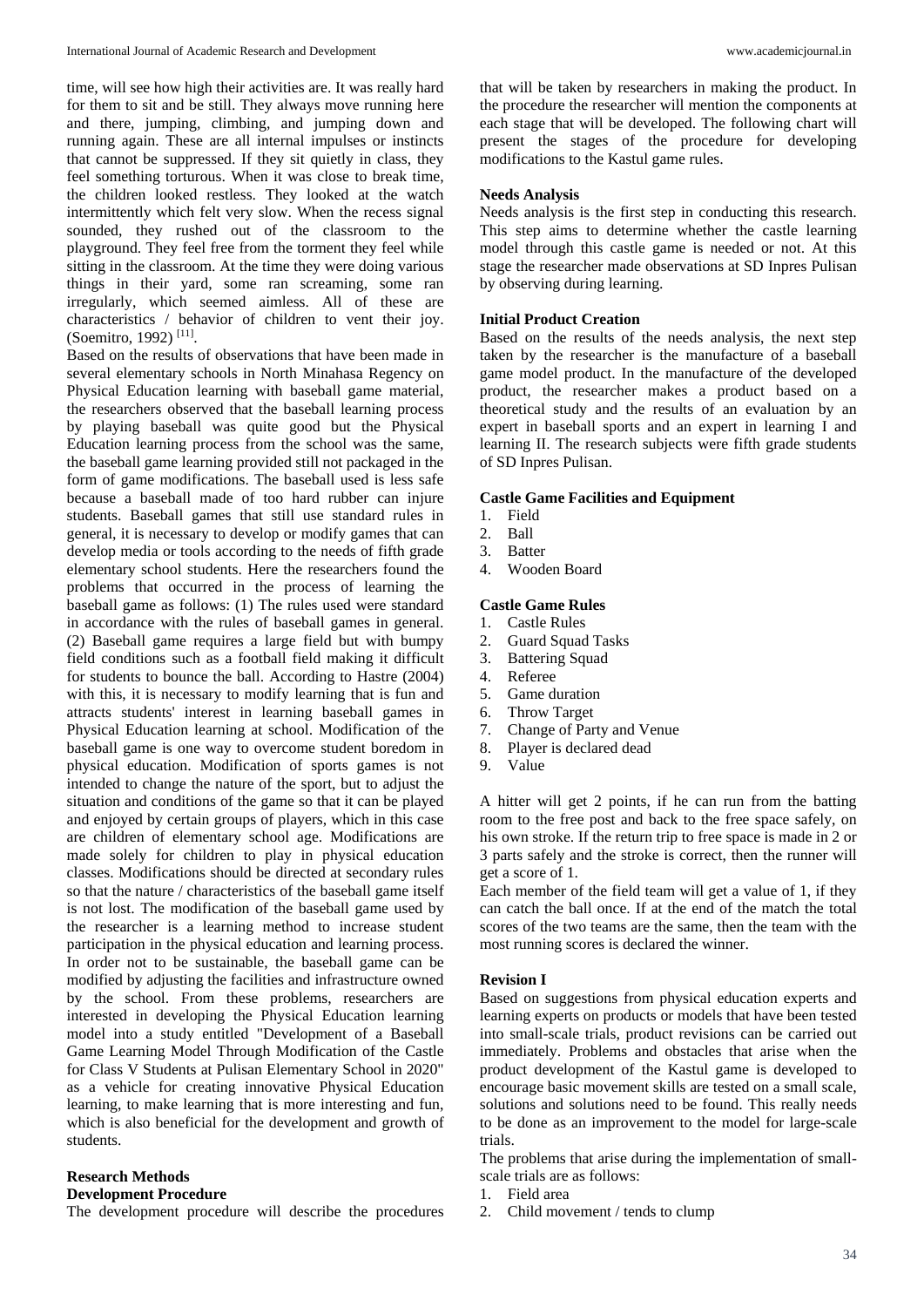time, will see how high their activities are. It was really hard for them to sit and be still. They always move running here and there, jumping, climbing, and jumping down and running again. These are all internal impulses or instincts that cannot be suppressed. If they sit quietly in class, they feel something torturous. When it was close to break time, the children looked restless. They looked at the watch intermittently which felt very slow. When the recess signal sounded, they rushed out of the classroom to the playground. They feel free from the torment they feel while sitting in the classroom. At the time they were doing various things in their yard, some ran screaming, some ran irregularly, which seemed aimless. All of these are characteristics / behavior of children to vent their joy. (Soemitro, 1992) [11].

Based on the results of observations that have been made in several elementary schools in North Minahasa Regency on Physical Education learning with baseball game material, the researchers observed that the baseball learning process by playing baseball was quite good but the Physical Education learning process from the school was the same, the baseball game learning provided still not packaged in the form of game modifications. The baseball used is less safe because a baseball made of too hard rubber can injure students. Baseball games that still use standard rules in general, it is necessary to develop or modify games that can develop media or tools according to the needs of fifth grade elementary school students. Here the researchers found the problems that occurred in the process of learning the baseball game as follows: (1) The rules used were standard in accordance with the rules of baseball games in general. (2) Baseball game requires a large field but with bumpy field conditions such as a football field making it difficult for students to bounce the ball. According to Hastre (2004) with this, it is necessary to modify learning that is fun and attracts students' interest in learning baseball games in Physical Education learning at school. Modification of the baseball game is one way to overcome student boredom in physical education. Modification of sports games is not intended to change the nature of the sport, but to adjust the situation and conditions of the game so that it can be played and enjoyed by certain groups of players, which in this case are children of elementary school age. Modifications are made solely for children to play in physical education classes. Modifications should be directed at secondary rules so that the nature / characteristics of the baseball game itself is not lost. The modification of the baseball game used by the researcher is a learning method to increase student participation in the physical education and learning process. In order not to be sustainable, the baseball game can be modified by adjusting the facilities and infrastructure owned by the school. From these problems, researchers are interested in developing the Physical Education learning model into a study entitled "Development of a Baseball Game Learning Model Through Modification of the Castle for Class V Students at Pulisan Elementary School in 2020" as a vehicle for creating innovative Physical Education learning, to make learning that is more interesting and fun, which is also beneficial for the development and growth of students.

## Research Methods

### Development Procedure

The development procedure will describe the procedures that will be taken by researchers in making the product. In the procedure the researcher will mention the components at each stage that will be developed. The following chart will present the stages of the procedure for developing modifications to the Kastul game rules.

### Needs Analysis

Needs analysis is the first step in conducting this research. This step aims to determine whether the castle learning model through this castle game is needed or not. At this stage the researcher made observations at SD Inpres Pulisan by observing during learning.

### Initial Product Creation

Based on the results of the needs analysis, the next step taken by the researcher is the manufacture of a baseball game model product. In the manufacture of the developed product, the researcher makes a product based on a theoretical study and the results of an evaluation by an expert in baseball sports and an expert in learning I and learning II. The research subjects were fifth grade students of SD Inpres Pulisan.

### Castle Game Facilities and Equipment

1. Field
2. Ball
3. Batter
4. Wooden Board

### Castle Game Rules

1. Castle Rules
2. Guard Squad Tasks
3. Battering Squad
4. Referee
5. Game duration
6. Throw Target
7. Change of Party and Venue
8. Player is declared dead
9. Value

A hitter will get 2 points, if he can run from the batting room to the free post and back to the free space safely, on his own stroke. If the return trip to free space is made in 2 or 3 parts safely and the stroke is correct, then the runner will get a score of 1.

Each member of the field team will get a value of 1, if they can catch the ball once. If at the end of the match the total scores of the two teams are the same, then the team with the most running scores is declared the winner.

### Revision I

Based on suggestions from physical education experts and learning experts on products or models that have been tested into small-scale trials, product revisions can be carried out immediately. Problems and obstacles that arise when the product development of the Kastul game is developed to encourage basic movement skills are tested on a small scale, solutions and solutions need to be found. This really needs to be done as an improvement to the model for large-scale trials.

The problems that arise during the implementation of small-scale trials are as follows:

1. Field area
2. Child movement / tends to clump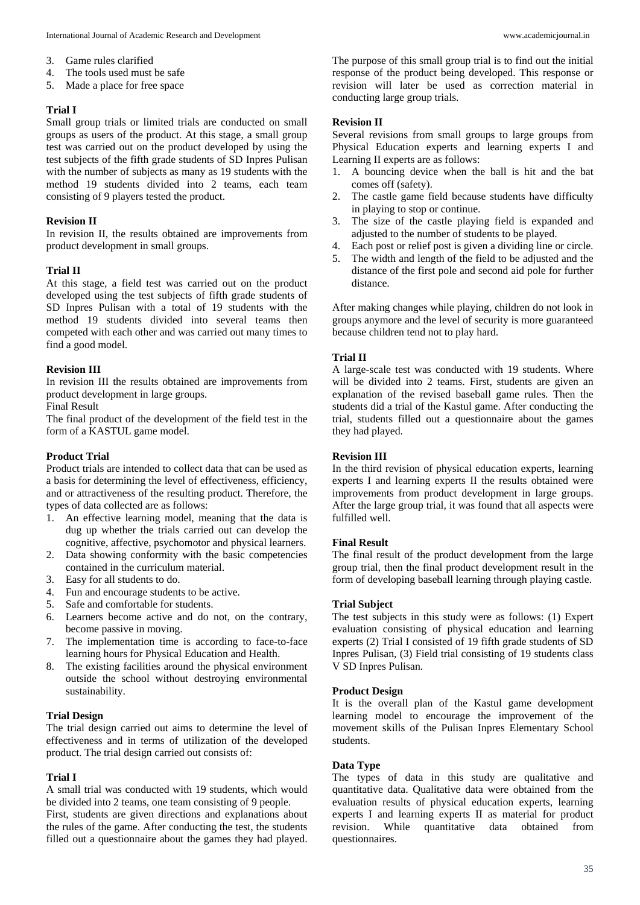3. Game rules clarified
4. The tools used must be safe
5. Made a place for free space

**Trial I**

Small group trials or limited trials are conducted on small groups as users of the product. At this stage, a small group test was carried out on the product developed by using the test subjects of the fifth grade students of SD Inpres Pulisan with the number of subjects as many as 19 students with the method 19 students divided into 2 teams, each team consisting of 9 players tested the product.

**Revision II**

In revision II, the results obtained are improvements from product development in small groups.

**Trial II**

At this stage, a field test was carried out on the product developed using the test subjects of fifth grade students of SD Inpres Pulisan with a total of 19 students with the method 19 students divided into several teams then competed with each other and was carried out many times to find a good model.

**Revision III**

In revision III the results obtained are improvements from product development in large groups.

Final Result

The final product of the development of the field test in the form of a KASTUL game model.

**Product Trial**

Product trials are intended to collect data that can be used as a basis for determining the level of effectiveness, efficiency, and or attractiveness of the resulting product. Therefore, the types of data collected are as follows:

1. An effective learning model, meaning that the data is dug up whether the trials carried out can develop the cognitive, affective, psychomotor and physical learners.
2. Data showing conformity with the basic competencies contained in the curriculum material.
3. Easy for all students to do.
4. Fun and encourage students to be active.
5. Safe and comfortable for students.
6. Learners become active and do not, on the contrary, become passive in moving.
7. The implementation time is according to face-to-face learning hours for Physical Education and Health.
8. The existing facilities around the physical environment outside the school without destroying environmental sustainability.

**Trial Design**

The trial design carried out aims to determine the level of effectiveness and in terms of utilization of the developed product. The trial design carried out consists of:

**Trial I**

A small trial was conducted with 19 students, which would be divided into 2 teams, one team consisting of 9 people.

First, students are given directions and explanations about the rules of the game. After conducting the test, the students filled out a questionnaire about the games they had played. The purpose of this small group trial is to find out the initial response of the product being developed. This response or revision will later be used as correction material in conducting large group trials.

**Revision II**

Several revisions from small groups to large groups from Physical Education experts and learning experts I and Learning II experts are as follows:

1. A bouncing device when the ball is hit and the bat comes off (safety).
2. The castle game field because students have difficulty in playing to stop or continue.
3. The size of the castle playing field is expanded and adjusted to the number of students to be played.
4. Each post or relief post is given a dividing line or circle.
5. The width and length of the field to be adjusted and the distance of the first pole and second aid pole for further distance.

After making changes while playing, children do not look in groups anymore and the level of security is more guaranteed because children tend not to play hard.

**Trial II**

A large-scale test was conducted with 19 students. Where will be divided into 2 teams. First, students are given an explanation of the revised baseball game rules. Then the students did a trial of the Kastul game. After conducting the trial, students filled out a questionnaire about the games they had played.

**Revision III**

In the third revision of physical education experts, learning experts I and learning experts II the results obtained were improvements from product development in large groups. After the large group trial, it was found that all aspects were fulfilled well.

**Final Result**

The final result of the product development from the large group trial, then the final product development result in the form of developing baseball learning through playing castle.

**Trial Subject**

The test subjects in this study were as follows: (1) Expert evaluation consisting of physical education and learning experts (2) Trial I consisted of 19 fifth grade students of SD Inpres Pulisan, (3) Field trial consisting of 19 students class V SD Inpres Pulisan.

**Product Design**

It is the overall plan of the Kastul game development learning model to encourage the improvement of the movement skills of the Pulisan Inpres Elementary School students.

**Data Type**

The types of data in this study are qualitative and quantitative data. Qualitative data were obtained from the evaluation results of physical education experts, learning experts I and learning experts II as material for product revision. While quantitative data obtained from questionnaires.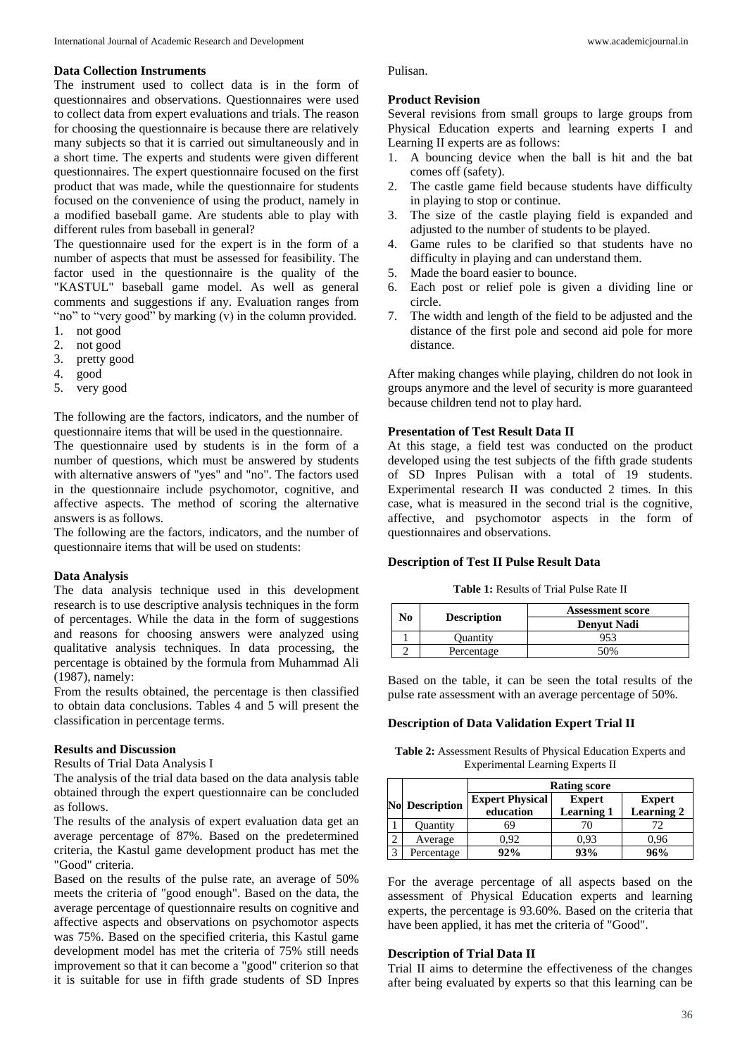### Data Collection Instruments

The instrument used to collect data is in the form of questionnaires and observations. Questionnaires were used to collect data from expert evaluations and trials. The reason for choosing the questionnaire is because there are relatively many subjects so that it is carried out simultaneously and in a short time. The experts and students were given different questionnaires. The expert questionnaire focused on the first product that was made, while the questionnaire for students focused on the convenience of using the product, namely in a modified baseball game. Are students able to play with different rules from baseball in general?

The questionnaire used for the expert is in the form of a number of aspects that must be assessed for feasibility. The factor used in the questionnaire is the quality of the "KASTUL" baseball game model. As well as general comments and suggestions if any. Evaluation ranges from "no" to "very good" by marking (v) in the column provided.

1. not good
2. not good
3. pretty good
4. good
5. very good

The following are the factors, indicators, and the number of questionnaire items that will be used in the questionnaire.

The questionnaire used by students is in the form of a number of questions, which must be answered by students with alternative answers of "yes" and "no". The factors used in the questionnaire include psychomotor, cognitive, and affective aspects. The method of scoring the alternative answers is as follows.

The following are the factors, indicators, and the number of questionnaire items that will be used on students:

### Data Analysis

The data analysis technique used in this development research is to use descriptive analysis techniques in the form of percentages. While the data in the form of suggestions and reasons for choosing answers were analyzed using qualitative analysis techniques. In data processing, the percentage is obtained by the formula from Muhammad Ali (1987), namely:

From the results obtained, the percentage is then classified to obtain data conclusions. Tables 4 and 5 will present the classification in percentage terms.

### Results and Discussion

Results of Trial Data Analysis I

The analysis of the trial data based on the data analysis table obtained through the expert questionnaire can be concluded as follows.

The results of the analysis of expert evaluation data get an average percentage of 87%. Based on the predetermined criteria, the Kastul game development product has met the "Good" criteria.

Based on the results of the pulse rate, an average of 50% meets the criteria of "good enough". Based on the data, the average percentage of questionnaire results on cognitive and affective aspects and observations on psychomotor aspects was 75%. Based on the specified criteria, this Kastul game development model has met the criteria of 75% still needs improvement so that it can become a "good" criterion so that it is suitable for use in fifth grade students of SD Inpres Pulisan.

### Product Revision

Several revisions from small groups to large groups from Physical Education experts and learning experts I and Learning II experts are as follows:

1. A bouncing device when the ball is hit and the bat comes off (safety).
2. The castle game field because students have difficulty in playing to stop or continue.
3. The size of the castle playing field is expanded and adjusted to the number of students to be played.
4. Game rules to be clarified so that students have no difficulty in playing and can understand them.
5. Made the board easier to bounce.
6. Each post or relief pole is given a dividing line or circle.
7. The width and length of the field to be adjusted and the distance of the first pole and second aid pole for more distance.

After making changes while playing, children do not look in groups anymore and the level of security is more guaranteed because children tend not to play hard.

### Presentation of Test Result Data II

At this stage, a field test was conducted on the product developed using the test subjects of the fifth grade students of SD Inpres Pulisan with a total of 19 students. Experimental research II was conducted 2 times. In this case, what is measured in the second trial is the cognitive, affective, and psychomotor aspects in the form of questionnaires and observations.

### Description of Test II Pulse Result Data

**Table 1:** Results of Trial Pulse Rate II

| No | Description | Assessment score |
|---|---|---|
| | | Denyut Nadi |
| 1 | Quantity | 953 |
| 2 | Percentage | 50% |

Based on the table, it can be seen the total results of the pulse rate assessment with an average percentage of 50%.

### Description of Data Validation Expert Trial II

**Table 2:** Assessment Results of Physical Education Experts and Experimental Learning Experts II

| No | Description | Rating score | | |
|---|---|---|---|---|
| | | Expert Physical education | Expert Learning 1 | Expert Learning 2 |
| 1 | Quantity | 69 | 70 | 72 |
| 2 | Average | 0,92 | 0,93 | 0,96 |
| 3 | Percentage | **92%** | **93%** | **96%** |

For the average percentage of all aspects based on the assessment of Physical Education experts and learning experts, the percentage is 93.60%. Based on the criteria that have been applied, it has met the criteria of "Good".

### Description of Trial Data II

Trial II aims to determine the effectiveness of the changes after being evaluated by experts so that this learning can be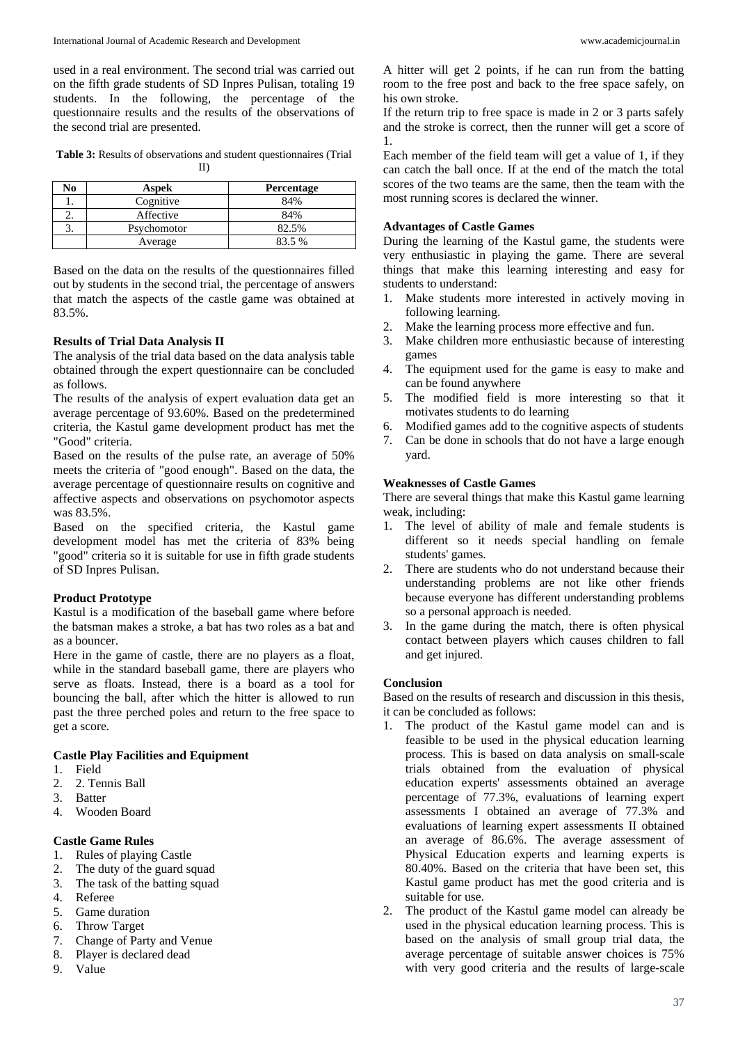used in a real environment. The second trial was carried out on the fifth grade students of SD Inpres Pulisan, totaling 19 students. In the following, the percentage of the questionnaire results and the results of the observations of the second trial are presented.

**Table 3:** Results of observations and student questionnaires (Trial II)

| No | Aspek | Percentage |
|---|---|---|
| 1. | Cognitive | 84% |
| 2. | Affective | 84% |
| 3. | Psychomotor | 82.5% |
| | Average | 83.5 % |

Based on the data on the results of the questionnaires filled out by students in the second trial, the percentage of answers that match the aspects of the castle game was obtained at 83.5%.

### Results of Trial Data Analysis II

The analysis of the trial data based on the data analysis table obtained through the expert questionnaire can be concluded as follows.

The results of the analysis of expert evaluation data get an average percentage of 93.60%. Based on the predetermined criteria, the Kastul game development product has met the "Good" criteria.

Based on the results of the pulse rate, an average of 50% meets the criteria of "good enough". Based on the data, the average percentage of questionnaire results on cognitive and affective aspects and observations on psychomotor aspects was 83.5%.

Based on the specified criteria, the Kastul game development model has met the criteria of 83% being "good" criteria so it is suitable for use in fifth grade students of SD Inpres Pulisan.

### Product Prototype

Kastul is a modification of the baseball game where before the batsman makes a stroke, a bat has two roles as a bat and as a bouncer.

Here in the game of castle, there are no players as a float, while in the standard baseball game, there are players who serve as floats. Instead, there is a board as a tool for bouncing the ball, after which the hitter is allowed to run past the three perched poles and return to the free space to get a score.

### Castle Play Facilities and Equipment

1. Field
2. 2. Tennis Ball
3. Batter
4. Wooden Board

### Castle Game Rules

1. Rules of playing Castle
2. The duty of the guard squad
3. The task of the batting squad
4. Referee
5. Game duration
6. Throw Target
7. Change of Party and Venue
8. Player is declared dead
9. Value

A hitter will get 2 points, if he can run from the batting room to the free post and back to the free space safely, on his own stroke.

If the return trip to free space is made in 2 or 3 parts safely and the stroke is correct, then the runner will get a score of 1.

Each member of the field team will get a value of 1, if they can catch the ball once. If at the end of the match the total scores of the two teams are the same, then the team with the most running scores is declared the winner.

### Advantages of Castle Games

During the learning of the Kastul game, the students were very enthusiastic in playing the game. There are several things that make this learning interesting and easy for students to understand:

1. Make students more interested in actively moving in following learning.
2. Make the learning process more effective and fun.
3. Make children more enthusiastic because of interesting games
4. The equipment used for the game is easy to make and can be found anywhere
5. The modified field is more interesting so that it motivates students to do learning
6. Modified games add to the cognitive aspects of students
7. Can be done in schools that do not have a large enough yard.

### Weaknesses of Castle Games

There are several things that make this Kastul game learning weak, including:

1. The level of ability of male and female students is different so it needs special handling on female students' games.
2. There are students who do not understand because their understanding problems are not like other friends because everyone has different understanding problems so a personal approach is needed.
3. In the game during the match, there is often physical contact between players which causes children to fall and get injured.

### Conclusion

Based on the results of research and discussion in this thesis, it can be concluded as follows:

1. The product of the Kastul game model can and is feasible to be used in the physical education learning process. This is based on data analysis on small-scale trials obtained from the evaluation of physical education experts' assessments obtained an average percentage of 77.3%, evaluations of learning expert assessments I obtained an average of 77.3% and evaluations of learning expert assessments II obtained an average of 86.6%. The average assessment of Physical Education experts and learning experts is 80.40%. Based on the criteria that have been set, this Kastul game product has met the good criteria and is suitable for use.
2. The product of the Kastul game model can already be used in the physical education learning process. This is based on the analysis of small group trial data, the average percentage of suitable answer choices is 75% with very good criteria and the results of large-scale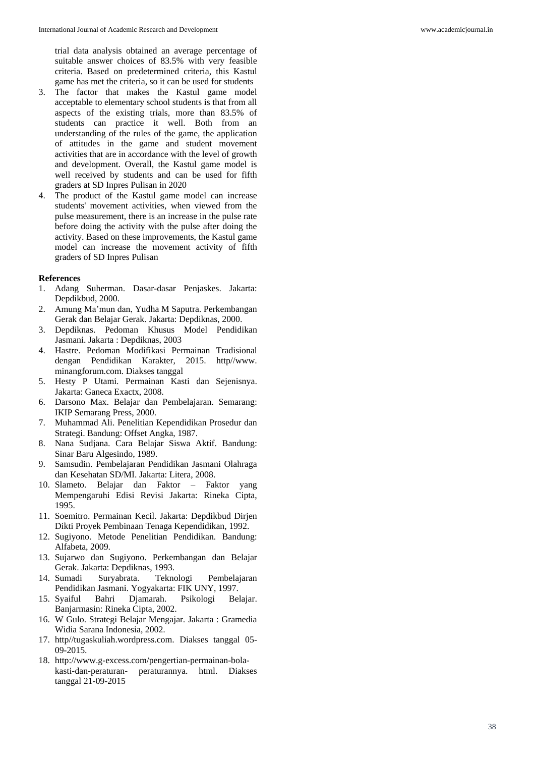trial data analysis obtained an average percentage of suitable answer choices of 83.5% with very feasible criteria. Based on predetermined criteria, this Kastul game has met the criteria, so it can be used for students

3. The factor that makes the Kastul game model acceptable to elementary school students is that from all aspects of the existing trials, more than 83.5% of students can practice it well. Both from an understanding of the rules of the game, the application of attitudes in the game and student movement activities that are in accordance with the level of growth and development. Overall, the Kastul game model is well received by students and can be used for fifth graders at SD Inpres Pulisan in 2020
4. The product of the Kastul game model can increase students' movement activities, when viewed from the pulse measurement, there is an increase in the pulse rate before doing the activity with the pulse after doing the activity. Based on these improvements, the Kastul game model can increase the movement activity of fifth graders of SD Inpres Pulisan

**References**

1. Adang Suherman. Dasar-dasar Penjaskes. Jakarta: Depdikbud, 2000.
2. Amung Ma'mun dan, Yudha M Saputra. Perkembangan Gerak dan Belajar Gerak. Jakarta: Depdiknas, 2000.
3. Depdiknas. Pedoman Khusus Model Pendidikan Jasmani. Jakarta : Depdiknas, 2003
4. Hastre. Pedoman Modifikasi Permainan Tradisional dengan Pendidikan Karakter, 2015. http//www. minangforum.com. Diakses tanggal
5. Hesty P Utami. Permainan Kasti dan Sejenisnya. Jakarta: Ganeca Exactx, 2008.
6. Darsono Max. Belajar dan Pembelajaran. Semarang: IKIP Semarang Press, 2000.
7. Muhammad Ali. Penelitian Kependidikan Prosedur dan Strategi. Bandung: Offset Angka, 1987.
8. Nana Sudjana. Cara Belajar Siswa Aktif. Bandung: Sinar Baru Algesindo, 1989.
9. Samsudin. Pembelajaran Pendidikan Jasmani Olahraga dan Kesehatan SD/MI. Jakarta: Litera, 2008.
10. Slameto. Belajar dan Faktor – Faktor yang Mempengaruhi Edisi Revisi Jakarta: Rineka Cipta, 1995.
11. Soemitro. Permainan Kecil. Jakarta: Depdikbud Dirjen Dikti Proyek Pembinaan Tenaga Kependidikan, 1992.
12. Sugiyono. Metode Penelitian Pendidikan. Bandung: Alfabeta, 2009.
13. Sujarwo dan Sugiyono. Perkembangan dan Belajar Gerak. Jakarta: Depdiknas, 1993.
14. Sumadi Suryabrata. Teknologi Pembelajaran Pendidikan Jasmani. Yogyakarta: FIK UNY, 1997.
15. Syaiful Bahri Djamarah. Psikologi Belajar. Banjarmasin: Rineka Cipta, 2002.
16. W Gulo. Strategi Belajar Mengajar. Jakarta : Gramedia Widia Sarana Indonesia, 2002.
17. http//tugaskuliah.wordpress.com. Diakses tanggal 05-09-2015.
18. http://www.g-excess.com/pengertian-permainan-bola-kasti-dan-peraturan- peraturannya. html. Diakses tanggal 21-09-2015